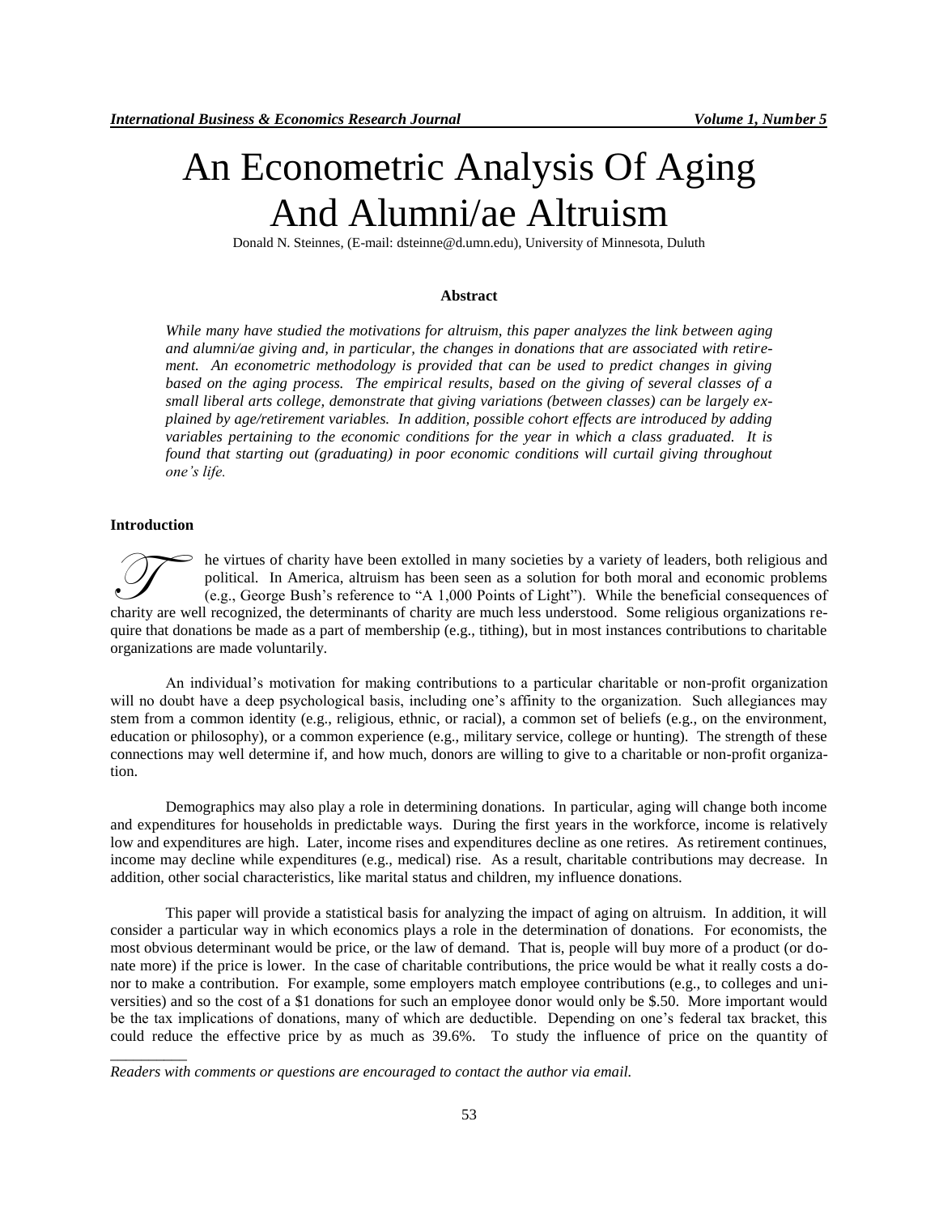# An Econometric Analysis Of Aging And Alumni/ae Altruism

Donald N. Steinnes, (E-mail: dsteinne@d.umn.edu), University of Minnesota, Duluth

## Abstract

*While many have studied the motivations for altruism, this paper analyzes the link between aging and alumni/ae giving and, in particular, the changes in donations that are associated with retirement. An econometric methodology is provided that can be used to predict changes in giving based on the aging process. The empirical results, based on the giving of several classes of a small liberal arts college, demonstrate that giving variations (between classes) can be largely explained by age/retirement variables. In addition, possible cohort effects are introduced by adding variables pertaining to the economic conditions for the year in which a class graduated. It is found that starting out (graduating) in poor economic conditions will curtail giving throughout one's life.*

## Introduction

The virtues of charity have been extolled in many societies by a variety of leaders, both religious and political. In America, altruism has been seen as a solution for both moral and economic problems (e.g., George Bush's reference to "A 1,000 Points of Light"). While the beneficial consequences of charity are well recognized, the determinants of charity are much less understood. Some religious organizations require that donations be made as a part of membership (e.g., tithing), but in most instances contributions to charitable organizations are made voluntarily.

An individual's motivation for making contributions to a particular charitable or non-profit organization will no doubt have a deep psychological basis, including one's affinity to the organization. Such allegiances may stem from a common identity (e.g., religious, ethnic, or racial), a common set of beliefs (e.g., on the environment, education or philosophy), or a common experience (e.g., military service, college or hunting). The strength of these connections may well determine if, and how much, donors are willing to give to a charitable or non-profit organization.

Demographics may also play a role in determining donations. In particular, aging will change both income and expenditures for households in predictable ways. During the first years in the workforce, income is relatively low and expenditures are high. Later, income rises and expenditures decline as one retires. As retirement continues, income may decline while expenditures (e.g., medical) rise. As a result, charitable contributions may decrease. In addition, other social characteristics, like marital status and children, my influence donations.

This paper will provide a statistical basis for analyzing the impact of aging on altruism. In addition, it will consider a particular way in which economics plays a role in the determination of donations. For economists, the most obvious determinant would be price, or the law of demand. That is, people will buy more of a product (or donate more) if the price is lower. In the case of charitable contributions, the price would be what it really costs a donor to make a contribution. For example, some employers match employee contributions (e.g., to colleges and universities) and so the cost of a $1 donations for such an employee donor would only be $.50. More important would be the tax implications of donations, many of which are deductible. Depending on one's federal tax bracket, this could reduce the effective price by as much as 39.6%. To study the influence of price on the quantity of

---

*Readers with comments or questions are encouraged to contact the author via email.*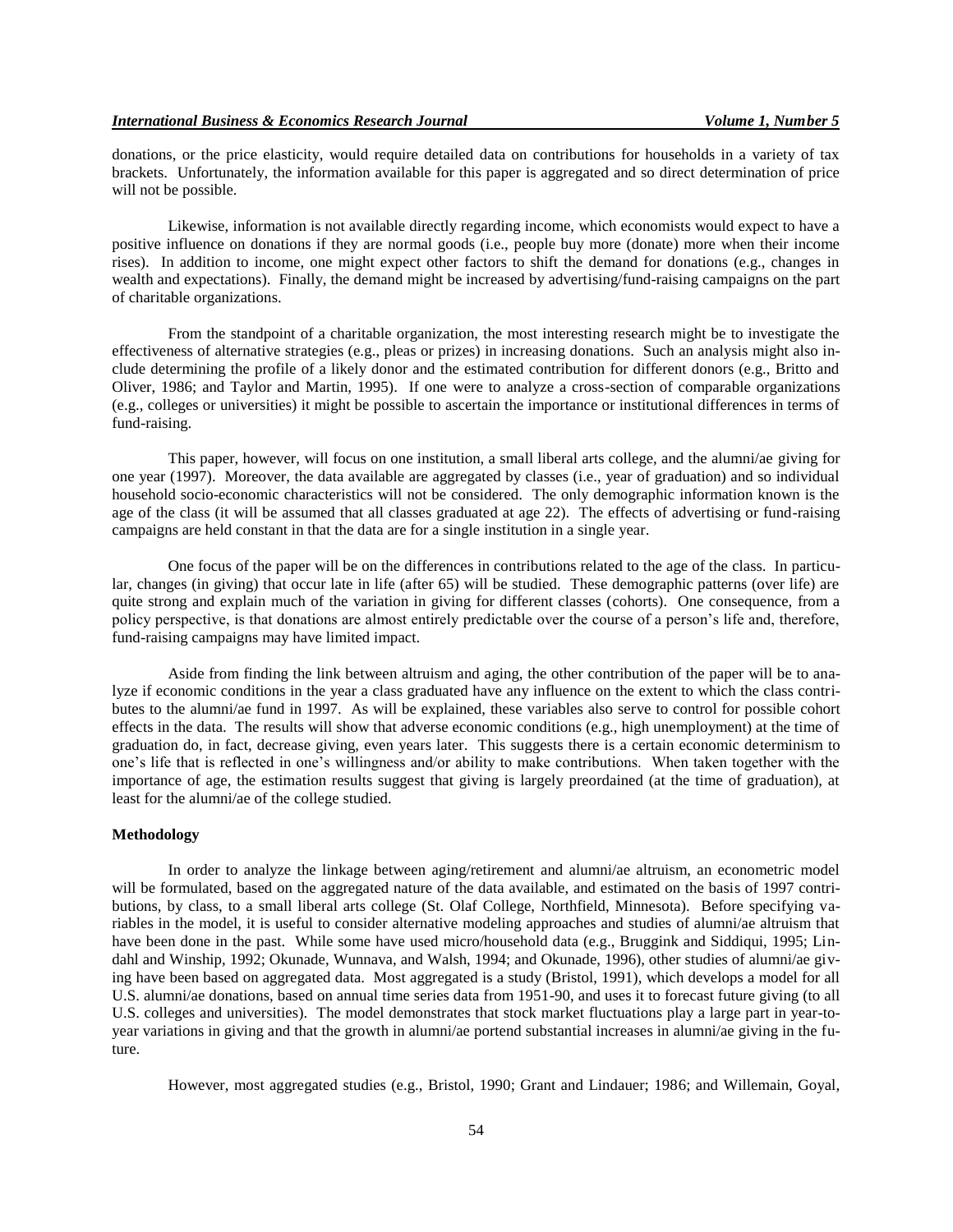donations, or the price elasticity, would require detailed data on contributions for households in a variety of tax brackets. Unfortunately, the information available for this paper is aggregated and so direct determination of price will not be possible.

Likewise, information is not available directly regarding income, which economists would expect to have a positive influence on donations if they are normal goods (i.e., people buy more (donate) more when their income rises). In addition to income, one might expect other factors to shift the demand for donations (e.g., changes in wealth and expectations). Finally, the demand might be increased by advertising/fund-raising campaigns on the part of charitable organizations.

From the standpoint of a charitable organization, the most interesting research might be to investigate the effectiveness of alternative strategies (e.g., pleas or prizes) in increasing donations. Such an analysis might also include determining the profile of a likely donor and the estimated contribution for different donors (e.g., Britto and Oliver, 1986; and Taylor and Martin, 1995). If one were to analyze a cross-section of comparable organizations (e.g., colleges or universities) it might be possible to ascertain the importance or institutional differences in terms of fund-raising.

This paper, however, will focus on one institution, a small liberal arts college, and the alumni/ae giving for one year (1997). Moreover, the data available are aggregated by classes (i.e., year of graduation) and so individual household socio-economic characteristics will not be considered. The only demographic information known is the age of the class (it will be assumed that all classes graduated at age 22). The effects of advertising or fund-raising campaigns are held constant in that the data are for a single institution in a single year.

One focus of the paper will be on the differences in contributions related to the age of the class. In particular, changes (in giving) that occur late in life (after 65) will be studied. These demographic patterns (over life) are quite strong and explain much of the variation in giving for different classes (cohorts). One consequence, from a policy perspective, is that donations are almost entirely predictable over the course of a person's life and, therefore, fund-raising campaigns may have limited impact.

Aside from finding the link between altruism and aging, the other contribution of the paper will be to analyze if economic conditions in the year a class graduated have any influence on the extent to which the class contributes to the alumni/ae fund in 1997. As will be explained, these variables also serve to control for possible cohort effects in the data. The results will show that adverse economic conditions (e.g., high unemployment) at the time of graduation do, in fact, decrease giving, even years later. This suggests there is a certain economic determinism to one's life that is reflected in one's willingness and/or ability to make contributions. When taken together with the importance of age, the estimation results suggest that giving is largely preordained (at the time of graduation), at least for the alumni/ae of the college studied.

## Methodology

In order to analyze the linkage between aging/retirement and alumni/ae altruism, an econometric model will be formulated, based on the aggregated nature of the data available, and estimated on the basis of 1997 contributions, by class, to a small liberal arts college (St. Olaf College, Northfield, Minnesota). Before specifying variables in the model, it is useful to consider alternative modeling approaches and studies of alumni/ae altruism that have been done in the past. While some have used micro/household data (e.g., Bruggink and Siddiqui, 1995; Lindahl and Winship, 1992; Okunade, Wunnava, and Walsh, 1994; and Okunade, 1996), other studies of alumni/ae giving have been based on aggregated data. Most aggregated is a study (Bristol, 1991), which develops a model for all U.S. alumni/ae donations, based on annual time series data from 1951-90, and uses it to forecast future giving (to all U.S. colleges and universities). The model demonstrates that stock market fluctuations play a large part in year-to-year variations in giving and that the growth in alumni/ae portend substantial increases in alumni/ae giving in the future.

However, most aggregated studies (e.g., Bristol, 1990; Grant and Lindauer; 1986; and Willemain, Goyal,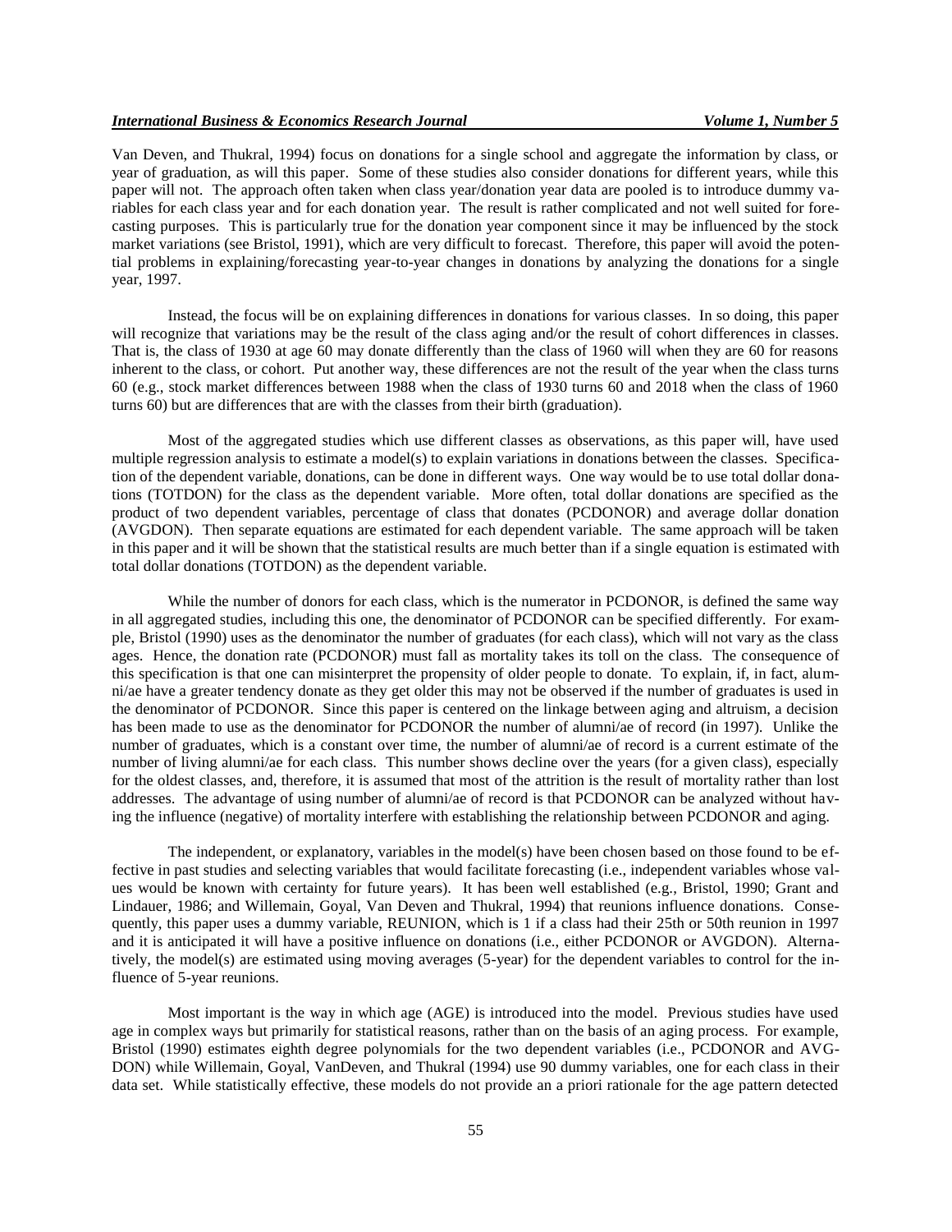Van Deven, and Thukral, 1994) focus on donations for a single school and aggregate the information by class, or year of graduation, as will this paper. Some of these studies also consider donations for different years, while this paper will not. The approach often taken when class year/donation year data are pooled is to introduce dummy variables for each class year and for each donation year. The result is rather complicated and not well suited for forecasting purposes. This is particularly true for the donation year component since it may be influenced by the stock market variations (see Bristol, 1991), which are very difficult to forecast. Therefore, this paper will avoid the potential problems in explaining/forecasting year-to-year changes in donations by analyzing the donations for a single year, 1997.

Instead, the focus will be on explaining differences in donations for various classes. In so doing, this paper will recognize that variations may be the result of the class aging and/or the result of cohort differences in classes. That is, the class of 1930 at age 60 may donate differently than the class of 1960 will when they are 60 for reasons inherent to the class, or cohort. Put another way, these differences are not the result of the year when the class turns 60 (e.g., stock market differences between 1988 when the class of 1930 turns 60 and 2018 when the class of 1960 turns 60) but are differences that are with the classes from their birth (graduation).

Most of the aggregated studies which use different classes as observations, as this paper will, have used multiple regression analysis to estimate a model(s) to explain variations in donations between the classes. Specification of the dependent variable, donations, can be done in different ways. One way would be to use total dollar donations (TOTDON) for the class as the dependent variable. More often, total dollar donations are specified as the product of two dependent variables, percentage of class that donates (PCDONOR) and average dollar donation (AVGDON). Then separate equations are estimated for each dependent variable. The same approach will be taken in this paper and it will be shown that the statistical results are much better than if a single equation is estimated with total dollar donations (TOTDON) as the dependent variable.

While the number of donors for each class, which is the numerator in PCDONOR, is defined the same way in all aggregated studies, including this one, the denominator of PCDONOR can be specified differently. For example, Bristol (1990) uses as the denominator the number of graduates (for each class), which will not vary as the class ages. Hence, the donation rate (PCDONOR) must fall as mortality takes its toll on the class. The consequence of this specification is that one can misinterpret the propensity of older people to donate. To explain, if, in fact, alumni/ae have a greater tendency donate as they get older this may not be observed if the number of graduates is used in the denominator of PCDONOR. Since this paper is centered on the linkage between aging and altruism, a decision has been made to use as the denominator for PCDONOR the number of alumni/ae of record (in 1997). Unlike the number of graduates, which is a constant over time, the number of alumni/ae of record is a current estimate of the number of living alumni/ae for each class. This number shows decline over the years (for a given class), especially for the oldest classes, and, therefore, it is assumed that most of the attrition is the result of mortality rather than lost addresses. The advantage of using number of alumni/ae of record is that PCDONOR can be analyzed without having the influence (negative) of mortality interfere with establishing the relationship between PCDONOR and aging.

The independent, or explanatory, variables in the model(s) have been chosen based on those found to be effective in past studies and selecting variables that would facilitate forecasting (i.e., independent variables whose values would be known with certainty for future years). It has been well established (e.g., Bristol, 1990; Grant and Lindauer, 1986; and Willemain, Goyal, Van Deven and Thukral, 1994) that reunions influence donations. Consequently, this paper uses a dummy variable, REUNION, which is 1 if a class had their 25th or 50th reunion in 1997 and it is anticipated it will have a positive influence on donations (i.e., either PCDONOR or AVGDON). Alternatively, the model(s) are estimated using moving averages (5-year) for the dependent variables to control for the influence of 5-year reunions.

Most important is the way in which age (AGE) is introduced into the model. Previous studies have used age in complex ways but primarily for statistical reasons, rather than on the basis of an aging process. For example, Bristol (1990) estimates eighth degree polynomials for the two dependent variables (i.e., PCDONOR and AVGDON) while Willemain, Goyal, VanDeven, and Thukral (1994) use 90 dummy variables, one for each class in their data set. While statistically effective, these models do not provide an a priori rationale for the age pattern detected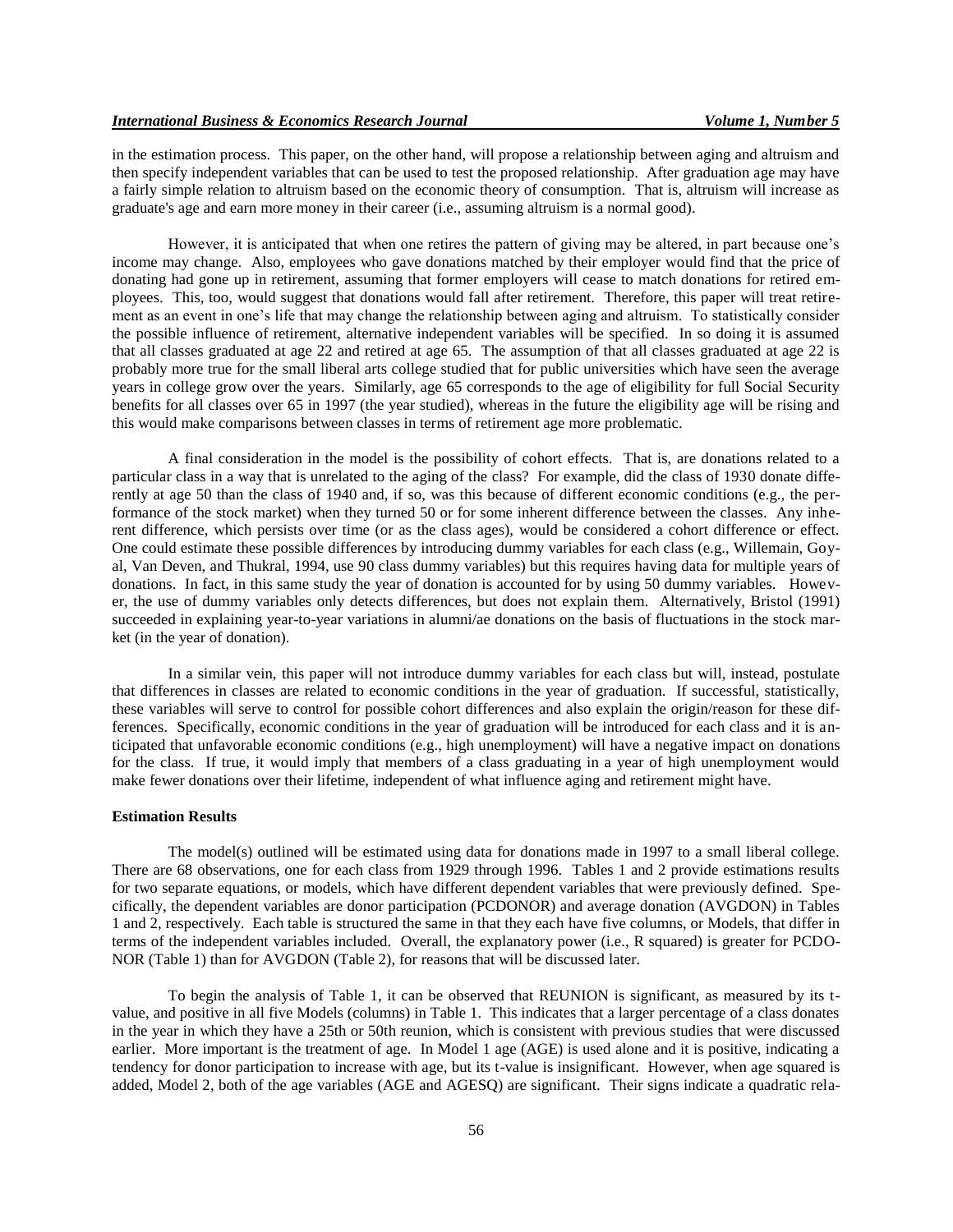in the estimation process. This paper, on the other hand, will propose a relationship between aging and altruism and then specify independent variables that can be used to test the proposed relationship. After graduation age may have a fairly simple relation to altruism based on the economic theory of consumption. That is, altruism will increase as graduate's age and earn more money in their career (i.e., assuming altruism is a normal good).

However, it is anticipated that when one retires the pattern of giving may be altered, in part because one's income may change. Also, employees who gave donations matched by their employer would find that the price of donating had gone up in retirement, assuming that former employers will cease to match donations for retired employees. This, too, would suggest that donations would fall after retirement. Therefore, this paper will treat retirement as an event in one's life that may change the relationship between aging and altruism. To statistically consider the possible influence of retirement, alternative independent variables will be specified. In so doing it is assumed that all classes graduated at age 22 and retired at age 65. The assumption of that all classes graduated at age 22 is probably more true for the small liberal arts college studied that for public universities which have seen the average years in college grow over the years. Similarly, age 65 corresponds to the age of eligibility for full Social Security benefits for all classes over 65 in 1997 (the year studied), whereas in the future the eligibility age will be rising and this would make comparisons between classes in terms of retirement age more problematic.

A final consideration in the model is the possibility of cohort effects. That is, are donations related to a particular class in a way that is unrelated to the aging of the class? For example, did the class of 1930 donate differently at age 50 than the class of 1940 and, if so, was this because of different economic conditions (e.g., the performance of the stock market) when they turned 50 or for some inherent difference between the classes. Any inherent difference, which persists over time (or as the class ages), would be considered a cohort difference or effect. One could estimate these possible differences by introducing dummy variables for each class (e.g., Willemain, Goyal, Van Deven, and Thukral, 1994, use 90 class dummy variables) but this requires having data for multiple years of donations. In fact, in this same study the year of donation is accounted for by using 50 dummy variables. However, the use of dummy variables only detects differences, but does not explain them. Alternatively, Bristol (1991) succeeded in explaining year-to-year variations in alumni/ae donations on the basis of fluctuations in the stock market (in the year of donation).

In a similar vein, this paper will not introduce dummy variables for each class but will, instead, postulate that differences in classes are related to economic conditions in the year of graduation. If successful, statistically, these variables will serve to control for possible cohort differences and also explain the origin/reason for these differences. Specifically, economic conditions in the year of graduation will be introduced for each class and it is anticipated that unfavorable economic conditions (e.g., high unemployment) will have a negative impact on donations for the class. If true, it would imply that members of a class graduating in a year of high unemployment would make fewer donations over their lifetime, independent of what influence aging and retirement might have.

**Estimation Results**

The model(s) outlined will be estimated using data for donations made in 1997 to a small liberal college. There are 68 observations, one for each class from 1929 through 1996. Tables 1 and 2 provide estimations results for two separate equations, or models, which have different dependent variables that were previously defined. Specifically, the dependent variables are donor participation (PCDONOR) and average donation (AVGDON) in Tables 1 and 2, respectively. Each table is structured the same in that they each have five columns, or Models, that differ in terms of the independent variables included. Overall, the explanatory power (i.e., R squared) is greater for PCDONOR (Table 1) than for AVGDON (Table 2), for reasons that will be discussed later.

To begin the analysis of Table 1, it can be observed that REUNION is significant, as measured by its t-value, and positive in all five Models (columns) in Table 1. This indicates that a larger percentage of a class donates in the year in which they have a 25th or 50th reunion, which is consistent with previous studies that were discussed earlier. More important is the treatment of age. In Model 1 age (AGE) is used alone and it is positive, indicating a tendency for donor participation to increase with age, but its t-value is insignificant. However, when age squared is added, Model 2, both of the age variables (AGE and AGESQ) are significant. Their signs indicate a quadratic rela-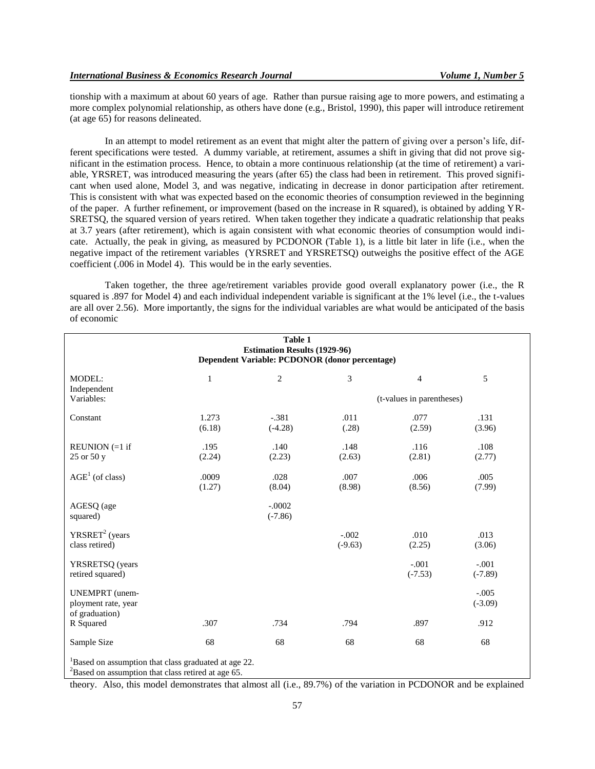tionship with a maximum at about 60 years of age. Rather than pursue raising age to more powers, and estimating a more complex polynomial relationship, as others have done (e.g., Bristol, 1990), this paper will introduce retirement (at age 65) for reasons delineated.

In an attempt to model retirement as an event that might alter the pattern of giving over a person's life, different specifications were tested. A dummy variable, at retirement, assumes a shift in giving that did not prove significant in the estimation process. Hence, to obtain a more continuous relationship (at the time of retirement) a variable, YRSRET, was introduced measuring the years (after 65) the class had been in retirement. This proved significant when used alone, Model 3, and was negative, indicating in decrease in donor participation after retirement. This is consistent with what was expected based on the economic theories of consumption reviewed in the beginning of the paper. A further refinement, or improvement (based on the increase in R squared), is obtained by adding YRSRETSQ, the squared version of years retired. When taken together they indicate a quadratic relationship that peaks at 3.7 years (after retirement), which is again consistent with what economic theories of consumption would indicate. Actually, the peak in giving, as measured by PCDONOR (Table 1), is a little bit later in life (i.e., when the negative impact of the retirement variables (YRSRET and YRSRETSQ) outweighs the positive effect of the AGE coefficient (.006 in Model 4). This would be in the early seventies.

Taken together, the three age/retirement variables provide good overall explanatory power (i.e., the R squared is .897 for Model 4) and each individual independent variable is significant at the 1% level (i.e., the t-values are all over 2.56). More importantly, the signs for the individual variables are what would be anticipated of the basis of economic

**Table 1**
**Estimation Results (1929-96)**
**Dependent Variable: PCDONOR (donor percentage)**

| MODEL: Independent Variables: | 1 | 2 | 3 | 4 | 5 |
|---|---|---|---|---|---|
| | | | (t-values in parentheses) | | |
| Constant | 1.273 (6.18) | -.381 (-4.28) | .011 (.28) | .077 (2.59) | .131 (3.96) |
| REUNION (=1 if 25 or 50 y | .195 (2.24) | .140 (2.23) | .148 (2.63) | .116 (2.81) | .108 (2.77) |
| AGE[1] (of class) | .0009 (1.27) | .028 (8.04) | .007 (8.98) | .006 (8.56) | .005 (7.99) |
| AGESQ (age squared) | | -.0002 (-7.86) | | | |
| YRSRET[2] (years class retired) | | | -.002 (-9.63) | .010 (2.25) | .013 (3.06) |
| YRSRETSQ (years retired squared) | | | | -.001 (-7.53) | -.001 (-7.89) |
| UNEMPRT (unemployment rate, year of graduation) | | | | | -.005 (-3.09) |
| R Squared | .307 | .734 | .794 | .897 | .912 |
| Sample Size | 68 | 68 | 68 | 68 | 68 |

[1]Based on assumption that class graduated at age 22.
[2]Based on assumption that class retired at age 65.

theory. Also, this model demonstrates that almost all (i.e., 89.7%) of the variation in PCDONOR and be explained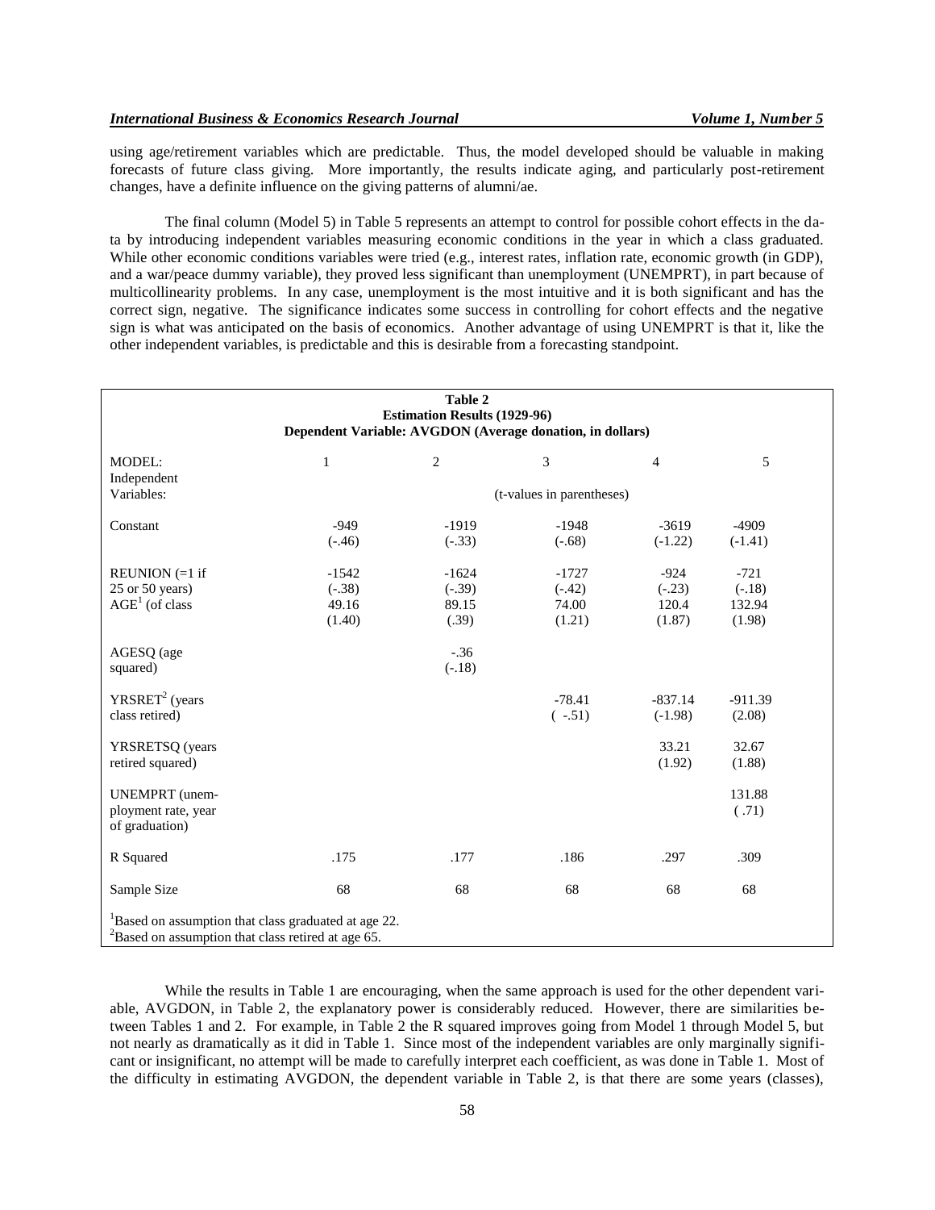using age/retirement variables which are predictable. Thus, the model developed should be valuable in making forecasts of future class giving. More importantly, the results indicate aging, and particularly post-retirement changes, have a definite influence on the giving patterns of alumni/ae.

The final column (Model 5) in Table 5 represents an attempt to control for possible cohort effects in the data by introducing independent variables measuring economic conditions in the year in which a class graduated. While other economic conditions variables were tried (e.g., interest rates, inflation rate, economic growth (in GDP), and a war/peace dummy variable), they proved less significant than unemployment (UNEMPRT), in part because of multicollinearity problems. In any case, unemployment is the most intuitive and it is both significant and has the correct sign, negative. The significance indicates some success in controlling for cohort effects and the negative sign is what was anticipated on the basis of economics. Another advantage of using UNEMPRT is that it, like the other independent variables, is predictable and this is desirable from a forecasting standpoint.

**Table 2**
**Estimation Results (1929-96)**
**Dependent Variable: AVGDON (Average donation, in dollars)**

| MODEL: Independent Variables: | 1 | 2 | 3 | 4 | 5 |
|---|---|---|---|---|---|
| | (t-values in parentheses) | | | | |
| Constant | -949 (-.46) | -1919 (-.33) | -1948 (-.68) | -3619 (-1.22) | -4909 (-1.41) |
| REUNION (=1 if 25 or 50 years) | -1542 (-.38) | -1624 (-.39) | -1727 (-.42) | -924 (-.23) | -721 (-.18) |
| AGE[1] (of class | 49.16 (1.40) | 89.15 (.39) | 74.00 (1.21) | 120.4 (1.87) | 132.94 (1.98) |
| AGESQ (age squared) | | -.36 (-.18) | | | |
| YRSRET[2] (years class retired) | | | -78.41 ( -.51) | -837.14 (-1.98) | -911.39 (2.08) |
| YRSRETSQ (years retired squared) | | | | 33.21 (1.92) | 32.67 (1.88) |
| UNEMPRT (unemployment rate, year of graduation) | | | | | 131.88 ( .71) |
| R Squared | .175 | .177 | .186 | .297 | .309 |
| Sample Size | 68 | 68 | 68 | 68 | 68 |

[1]Based on assumption that class graduated at age 22.
[2]Based on assumption that class retired at age 65.

While the results in Table 1 are encouraging, when the same approach is used for the other dependent variable, AVGDON, in Table 2, the explanatory power is considerably reduced. However, there are similarities between Tables 1 and 2. For example, in Table 2 the R squared improves going from Model 1 through Model 5, but not nearly as dramatically as it did in Table 1. Since most of the independent variables are only marginally significant or insignificant, no attempt will be made to carefully interpret each coefficient, as was done in Table 1. Most of the difficulty in estimating AVGDON, the dependent variable in Table 2, is that there are some years (classes),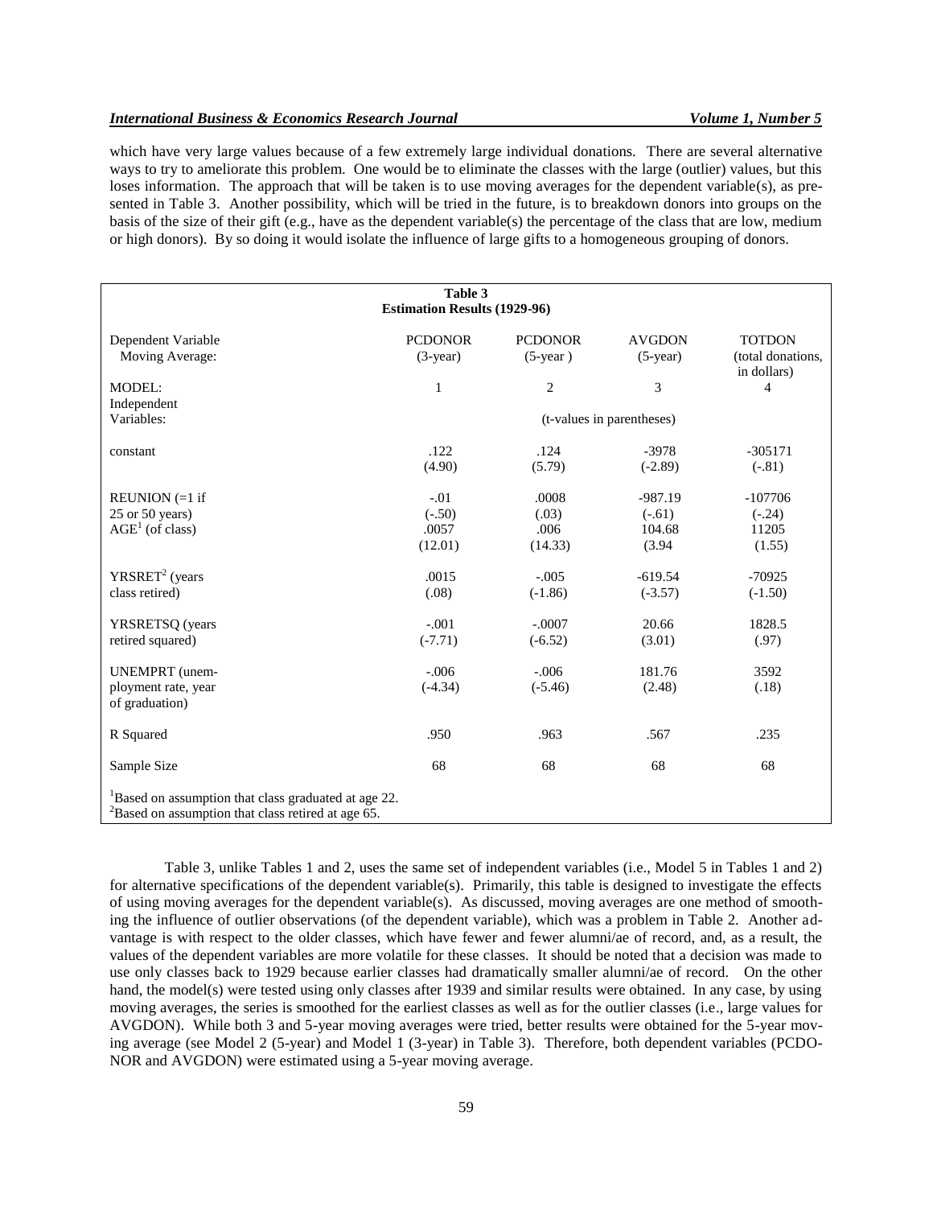which have very large values because of a few extremely large individual donations. There are several alternative ways to try to ameliorate this problem. One would be to eliminate the classes with the large (outlier) values, but this loses information. The approach that will be taken is to use moving averages for the dependent variable(s), as presented in Table 3. Another possibility, which will be tried in the future, is to breakdown donors into groups on the basis of the size of their gift (e.g., have as the dependent variable(s) the percentage of the class that are low, medium or high donors). By so doing it would isolate the influence of large gifts to a homogeneous grouping of donors.

**Table 3**
**Estimation Results (1929-96)**

| Dependent Variable | PCDONOR | PCDONOR | AVGDON | TOTDON |
|---|---|---|---|---|
| Moving Average: | (3-year) | (5-year ) | (5-year) | (total donations, in dollars) |
| MODEL: | 1 | 2 | 3 | 4 |
| Independent Variables: | (t-values in parentheses) | | | |
| constant | .122 | .124 | -3978 | -305171 |
| | (4.90) | (5.79) | (-2.89) | (-.81) |
| REUNION (=1 if 25 or 50 years) | -.01 | .0008 | -987.19 | -107706 |
| | (-.50) | (.03) | (-.61) | (-.24) |
| AGE[1] (of class) | .0057 | .006 | 104.68 | 11205 |
| | (12.01) | (14.33) | (3.94 | (1.55) |
| YRSRET[2] (years class retired) | .0015 | -.005 | -619.54 | -70925 |
| | (.08) | (-1.86) | (-3.57) | (-1.50) |
| YRSRETSQ (years retired squared) | -.001 | -.0007 | 20.66 | 1828.5 |
| | (-7.71) | (-6.52) | (3.01) | (.97) |
| UNEMPRT (unemployment rate, year of graduation) | -.006 | -.006 | 181.76 | 3592 |
| | (-4.34) | (-5.46) | (2.48) | (.18) |
| R Squared | .950 | .963 | .567 | .235 |
| Sample Size | 68 | 68 | 68 | 68 |

[1]Based on assumption that class graduated at age 22.
[2]Based on assumption that class retired at age 65.

Table 3, unlike Tables 1 and 2, uses the same set of independent variables (i.e., Model 5 in Tables 1 and 2) for alternative specifications of the dependent variable(s). Primarily, this table is designed to investigate the effects of using moving averages for the dependent variable(s). As discussed, moving averages are one method of smoothing the influence of outlier observations (of the dependent variable), which was a problem in Table 2. Another advantage is with respect to the older classes, which have fewer and fewer alumni/ae of record, and, as a result, the values of the dependent variables are more volatile for these classes. It should be noted that a decision was made to use only classes back to 1929 because earlier classes had dramatically smaller alumni/ae of record. On the other hand, the model(s) were tested using only classes after 1939 and similar results were obtained. In any case, by using moving averages, the series is smoothed for the earliest classes as well as for the outlier classes (i.e., large values for AVGDON). While both 3 and 5-year moving averages were tried, better results were obtained for the 5-year moving average (see Model 2 (5-year) and Model 1 (3-year) in Table 3). Therefore, both dependent variables (PCDONOR and AVGDON) were estimated using a 5-year moving average.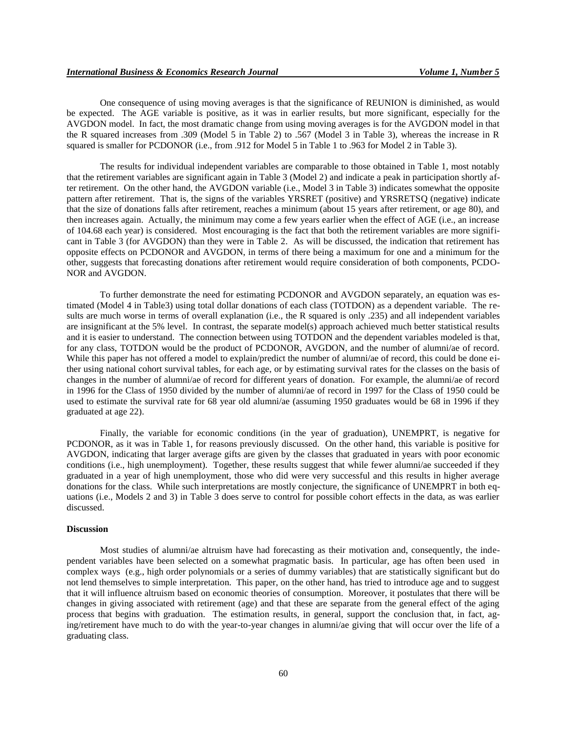One consequence of using moving averages is that the significance of REUNION is diminished, as would be expected. The AGE variable is positive, as it was in earlier results, but more significant, especially for the AVGDON model. In fact, the most dramatic change from using moving averages is for the AVGDON model in that the R squared increases from .309 (Model 5 in Table 2) to .567 (Model 3 in Table 3), whereas the increase in R squared is smaller for PCDONOR (i.e., from .912 for Model 5 in Table 1 to .963 for Model 2 in Table 3).

The results for individual independent variables are comparable to those obtained in Table 1, most notably that the retirement variables are significant again in Table 3 (Model 2) and indicate a peak in participation shortly after retirement. On the other hand, the AVGDON variable (i.e., Model 3 in Table 3) indicates somewhat the opposite pattern after retirement. That is, the signs of the variables YRSRET (positive) and YRSRETSQ (negative) indicate that the size of donations falls after retirement, reaches a minimum (about 15 years after retirement, or age 80), and then increases again. Actually, the minimum may come a few years earlier when the effect of AGE (i.e., an increase of 104.68 each year) is considered. Most encouraging is the fact that both the retirement variables are more significant in Table 3 (for AVGDON) than they were in Table 2. As will be discussed, the indication that retirement has opposite effects on PCDONOR and AVGDON, in terms of there being a maximum for one and a minimum for the other, suggests that forecasting donations after retirement would require consideration of both components, PCDONOR and AVGDON.

To further demonstrate the need for estimating PCDONOR and AVGDON separately, an equation was estimated (Model 4 in Table3) using total dollar donations of each class (TOTDON) as a dependent variable. The results are much worse in terms of overall explanation (i.e., the R squared is only .235) and all independent variables are insignificant at the 5% level. In contrast, the separate model(s) approach achieved much better statistical results and it is easier to understand. The connection between using TOTDON and the dependent variables modeled is that, for any class, TOTDON would be the product of PCDONOR, AVGDON, and the number of alumni/ae of record. While this paper has not offered a model to explain/predict the number of alumni/ae of record, this could be done either using national cohort survival tables, for each age, or by estimating survival rates for the classes on the basis of changes in the number of alumni/ae of record for different years of donation. For example, the alumni/ae of record in 1996 for the Class of 1950 divided by the number of alumni/ae of record in 1997 for the Class of 1950 could be used to estimate the survival rate for 68 year old alumni/ae (assuming 1950 graduates would be 68 in 1996 if they graduated at age 22).

Finally, the variable for economic conditions (in the year of graduation), UNEMPRT, is negative for PCDONOR, as it was in Table 1, for reasons previously discussed. On the other hand, this variable is positive for AVGDON, indicating that larger average gifts are given by the classes that graduated in years with poor economic conditions (i.e., high unemployment). Together, these results suggest that while fewer alumni/ae succeeded if they graduated in a year of high unemployment, those who did were very successful and this results in higher average donations for the class. While such interpretations are mostly conjecture, the significance of UNEMPRT in both equations (i.e., Models 2 and 3) in Table 3 does serve to control for possible cohort effects in the data, as was earlier discussed.

**Discussion**

Most studies of alumni/ae altruism have had forecasting as their motivation and, consequently, the independent variables have been selected on a somewhat pragmatic basis. In particular, age has often been used in complex ways (e.g., high order polynomials or a series of dummy variables) that are statistically significant but do not lend themselves to simple interpretation. This paper, on the other hand, has tried to introduce age and to suggest that it will influence altruism based on economic theories of consumption. Moreover, it postulates that there will be changes in giving associated with retirement (age) and that these are separate from the general effect of the aging process that begins with graduation. The estimation results, in general, support the conclusion that, in fact, aging/retirement have much to do with the year-to-year changes in alumni/ae giving that will occur over the life of a graduating class.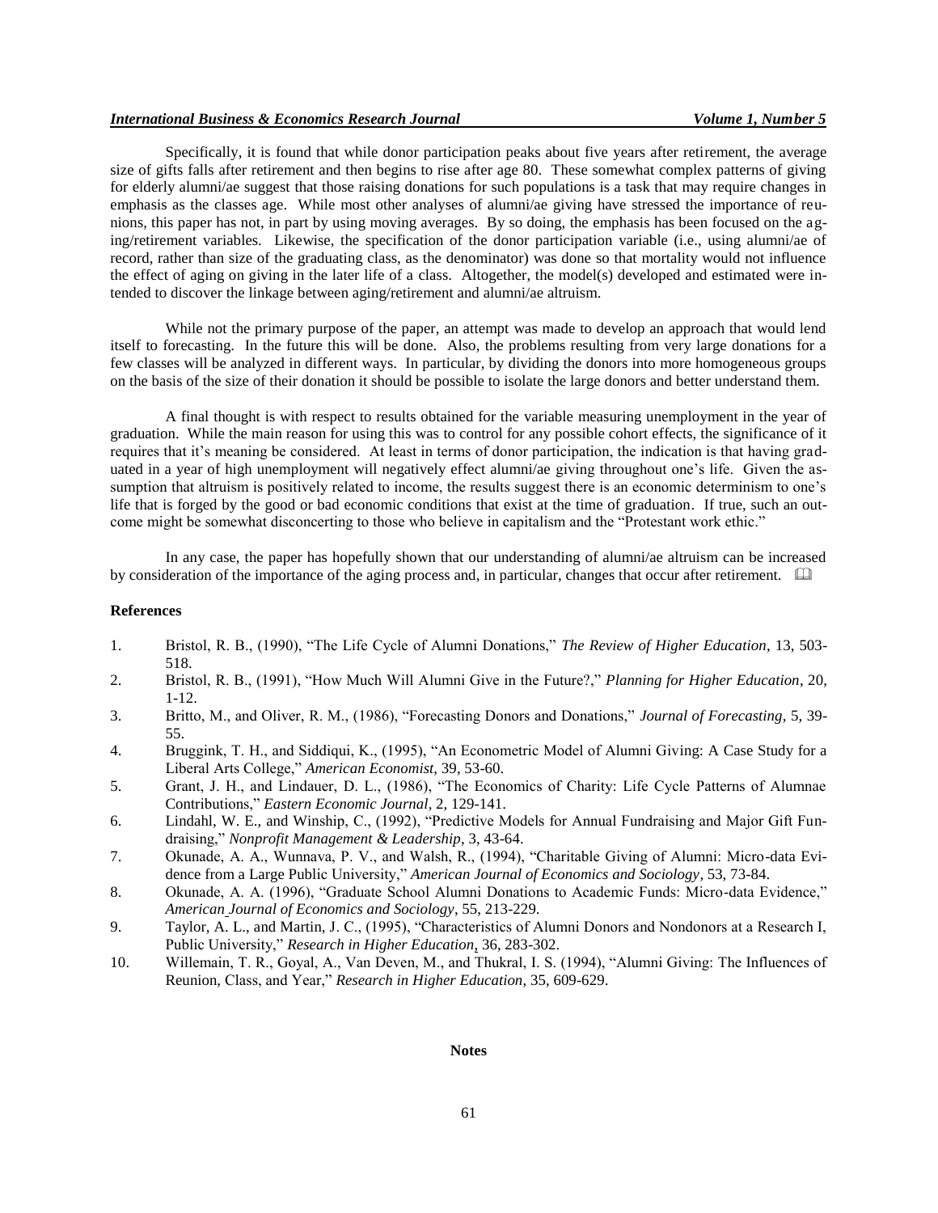Specifically, it is found that while donor participation peaks about five years after retirement, the average size of gifts falls after retirement and then begins to rise after age 80. These somewhat complex patterns of giving for elderly alumni/ae suggest that those raising donations for such populations is a task that may require changes in emphasis as the classes age. While most other analyses of alumni/ae giving have stressed the importance of reunions, this paper has not, in part by using moving averages. By so doing, the emphasis has been focused on the aging/retirement variables. Likewise, the specification of the donor participation variable (i.e., using alumni/ae of record, rather than size of the graduating class, as the denominator) was done so that mortality would not influence the effect of aging on giving in the later life of a class. Altogether, the model(s) developed and estimated were intended to discover the linkage between aging/retirement and alumni/ae altruism.

While not the primary purpose of the paper, an attempt was made to develop an approach that would lend itself to forecasting. In the future this will be done. Also, the problems resulting from very large donations for a few classes will be analyzed in different ways. In particular, by dividing the donors into more homogeneous groups on the basis of the size of their donation it should be possible to isolate the large donors and better understand them.

A final thought is with respect to results obtained for the variable measuring unemployment in the year of graduation. While the main reason for using this was to control for any possible cohort effects, the significance of it requires that it's meaning be considered. At least in terms of donor participation, the indication is that having graduated in a year of high unemployment will negatively effect alumni/ae giving throughout one's life. Given the assumption that altruism is positively related to income, the results suggest there is an economic determinism to one's life that is forged by the good or bad economic conditions that exist at the time of graduation. If true, such an outcome might be somewhat disconcerting to those who believe in capitalism and the "Protestant work ethic."

In any case, the paper has hopefully shown that our understanding of alumni/ae altruism can be increased by consideration of the importance of the aging process and, in particular, changes that occur after retirement.

## References

1. Bristol, R. B., (1990), "The Life Cycle of Alumni Donations," *The Review of Higher Education*, 13, 503-518.
2. Bristol, R. B., (1991), "How Much Will Alumni Give in the Future?," *Planning for Higher Education*, 20, 1-12.
3. Britto, M., and Oliver, R. M., (1986), "Forecasting Donors and Donations," *Journal of Forecasting*, 5, 39-55.
4. Bruggink, T. H., and Siddiqui, K., (1995), "An Econometric Model of Alumni Giving: A Case Study for a Liberal Arts College," *American Economist*, 39, 53-60.
5. Grant, J. H., and Lindauer, D. L., (1986), "The Economics of Charity: Life Cycle Patterns of Alumnae Contributions," *Eastern Economic Journal*, 2, 129-141.
6. Lindahl, W. E., and Winship, C., (1992), "Predictive Models for Annual Fundraising and Major Gift Fundraising," *Nonprofit Management & Leadership*, 3, 43-64.
7. Okunade, A. A., Wunnava, P. V., and Walsh, R., (1994), "Charitable Giving of Alumni: Micro-data Evidence from a Large Public University," *American Journal of Economics and Sociology*, 53, 73-84.
8. Okunade, A. A. (1996), "Graduate School Alumni Donations to Academic Funds: Micro-data Evidence," *American Journal of Economics and Sociology*, 55, 213-229.
9. Taylor, A. L., and Martin, J. C., (1995), "Characteristics of Alumni Donors and Nondonors at a Research I, Public University," *Research in Higher Education*, 36, 283-302.
10. Willemain, T. R., Goyal, A., Van Deven, M., and Thukral, I. S. (1994), "Alumni Giving: The Influences of Reunion, Class, and Year," *Research in Higher Education*, 35, 609-629.

## Notes